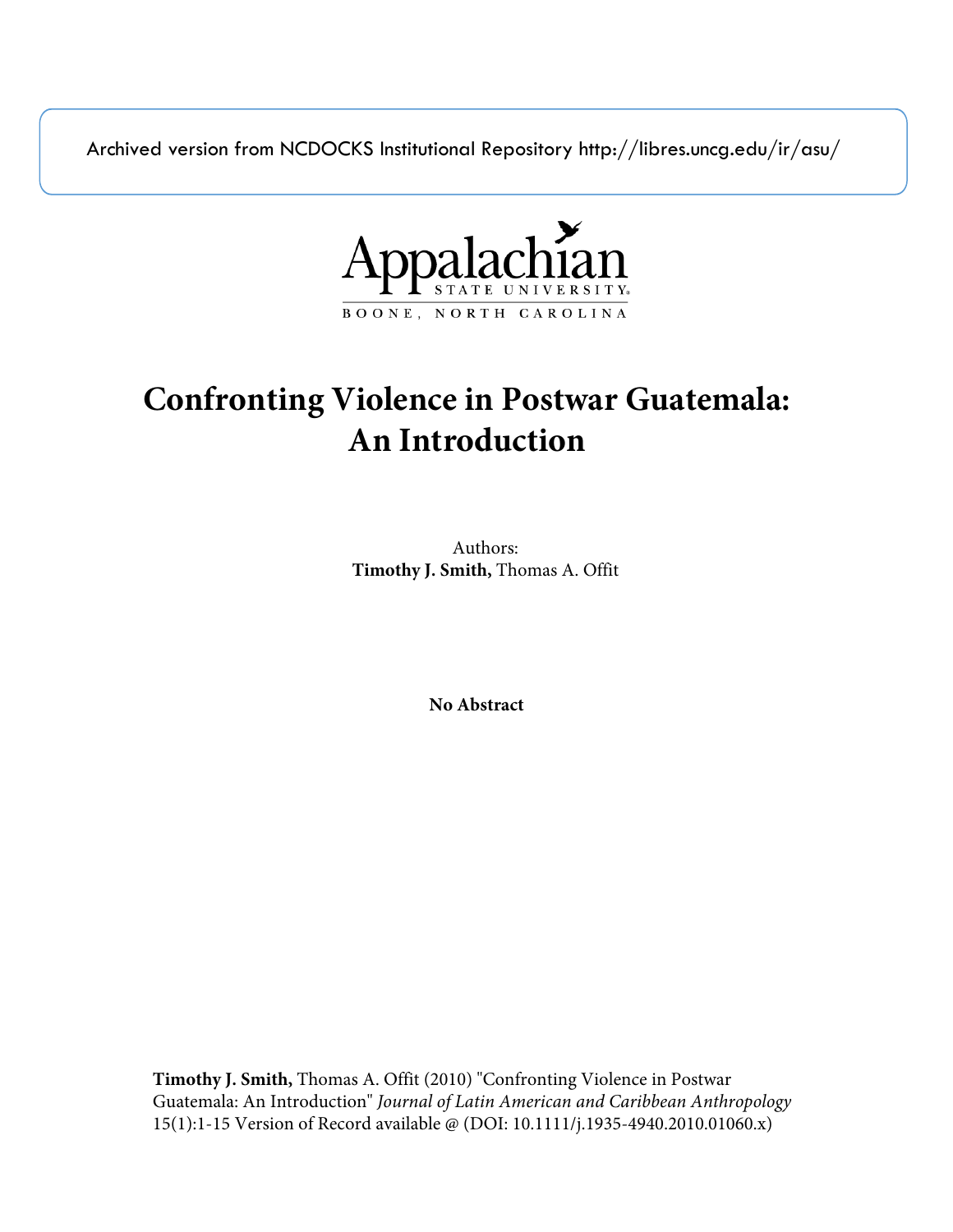Archived version from NCDOCKS Institutional Repository http://libres.uncg.edu/ir/asu/

Appalachian State University
BOONE, NORTH CAROLINA

# Confronting Violence in Postwar Guatemala: An Introduction

Authors:
**Timothy J. Smith,** Thomas A. Offit

**No Abstract**

**Timothy J. Smith,** Thomas A. Offit (2010) "Confronting Violence in Postwar Guatemala: An Introduction" *Journal of Latin American and Caribbean Anthropology* 15(1):1-15 Version of Record available @ (DOI: 10.1111/j.1935-4940.2010.01060.x)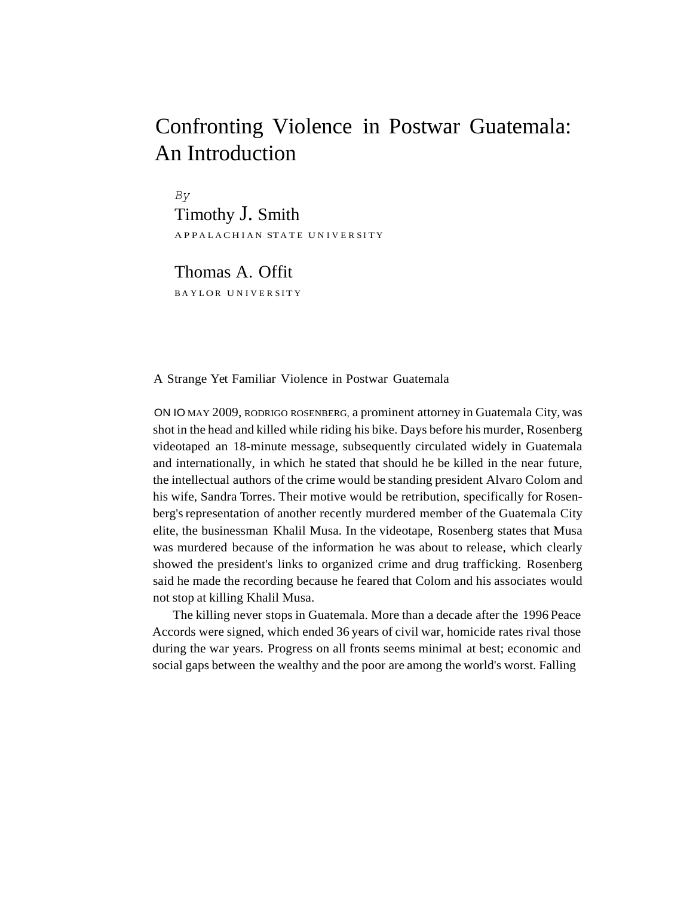# Confronting Violence in Postwar Guatemala: An Introduction

*By*

Timothy J. Smith

APPALACHIAN STATE UNIVERSITY

Thomas A. Offit

BAYLOR UNIVERSITY

## A Strange Yet Familiar Violence in Postwar Guatemala

ON 10 MAY 2009, RODRIGO ROSENBERG, a prominent attorney in Guatemala City, was shot in the head and killed while riding his bike. Days before his murder, Rosenberg videotaped an 18-minute message, subsequently circulated widely in Guatemala and internationally, in which he stated that should he be killed in the near future, the intellectual authors of the crime would be standing president Alvaro Colom and his wife, Sandra Torres. Their motive would be retribution, specifically for Rosenberg's representation of another recently murdered member of the Guatemala City elite, the businessman Khalil Musa. In the videotape, Rosenberg states that Musa was murdered because of the information he was about to release, which clearly showed the president's links to organized crime and drug trafficking. Rosenberg said he made the recording because he feared that Colom and his associates would not stop at killing Khalil Musa.

The killing never stops in Guatemala. More than a decade after the 1996 Peace Accords were signed, which ended 36 years of civil war, homicide rates rival those during the war years. Progress on all fronts seems minimal at best; economic and social gaps between the wealthy and the poor are among the world's worst. Falling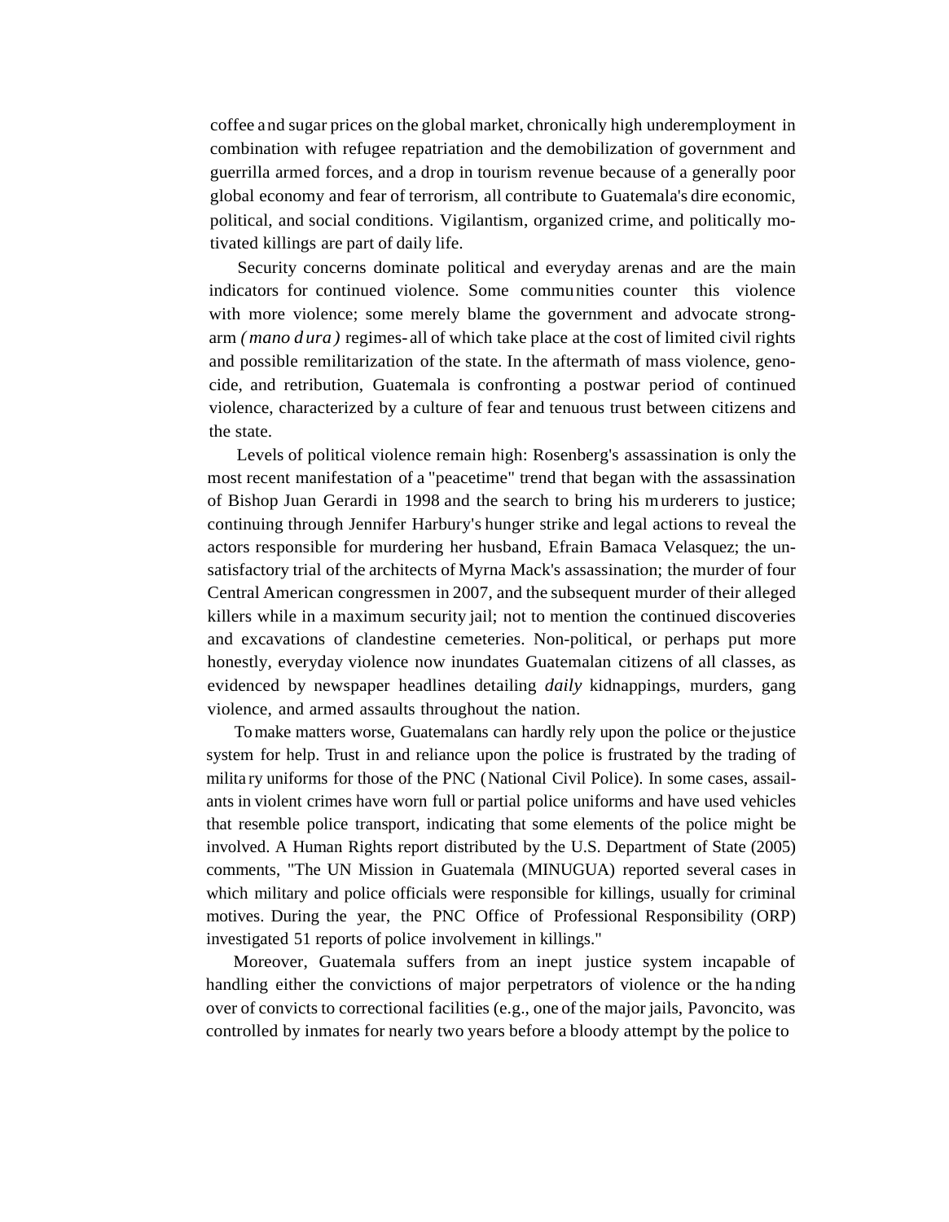coffee and sugar prices on the global market, chronically high underemployment in combination with refugee repatriation and the demobilization of government and guerrilla armed forces, and a drop in tourism revenue because of a generally poor global economy and fear of terrorism, all contribute to Guatemala's dire economic, political, and social conditions. Vigilantism, organized crime, and politically motivated killings are part of daily life.

Security concerns dominate political and everyday arenas and are the main indicators for continued violence. Some communities counter this violence with more violence; some merely blame the government and advocate strong-arm *(mano dura)* regimes-all of which take place at the cost of limited civil rights and possible remilitarization of the state. In the aftermath of mass violence, genocide, and retribution, Guatemala is confronting a postwar period of continued violence, characterized by a culture of fear and tenuous trust between citizens and the state.

Levels of political violence remain high: Rosenberg's assassination is only the most recent manifestation of a "peacetime" trend that began with the assassination of Bishop Juan Gerardi in 1998 and the search to bring his murderers to justice; continuing through Jennifer Harbury's hunger strike and legal actions to reveal the actors responsible for murdering her husband, Efrain Bamaca Velasquez; the unsatisfactory trial of the architects of Myrna Mack's assassination; the murder of four Central American congressmen in 2007, and the subsequent murder of their alleged killers while in a maximum security jail; not to mention the continued discoveries and excavations of clandestine cemeteries. Non-political, or perhaps put more honestly, everyday violence now inundates Guatemalan citizens of all classes, as evidenced by newspaper headlines detailing *daily* kidnappings, murders, gang violence, and armed assaults throughout the nation.

To make matters worse, Guatemalans can hardly rely upon the police or the justice system for help. Trust in and reliance upon the police is frustrated by the trading of military uniforms for those of the PNC (National Civil Police). In some cases, assailants in violent crimes have worn full or partial police uniforms and have used vehicles that resemble police transport, indicating that some elements of the police might be involved. A Human Rights report distributed by the U.S. Department of State (2005) comments, "The UN Mission in Guatemala (MINUGUA) reported several cases in which military and police officials were responsible for killings, usually for criminal motives. During the year, the PNC Office of Professional Responsibility (ORP) investigated 51 reports of police involvement in killings."

Moreover, Guatemala suffers from an inept justice system incapable of handling either the convictions of major perpetrators of violence or the handing over of convicts to correctional facilities (e.g., one of the major jails, Pavoncito, was controlled by inmates for nearly two years before a bloody attempt by the police to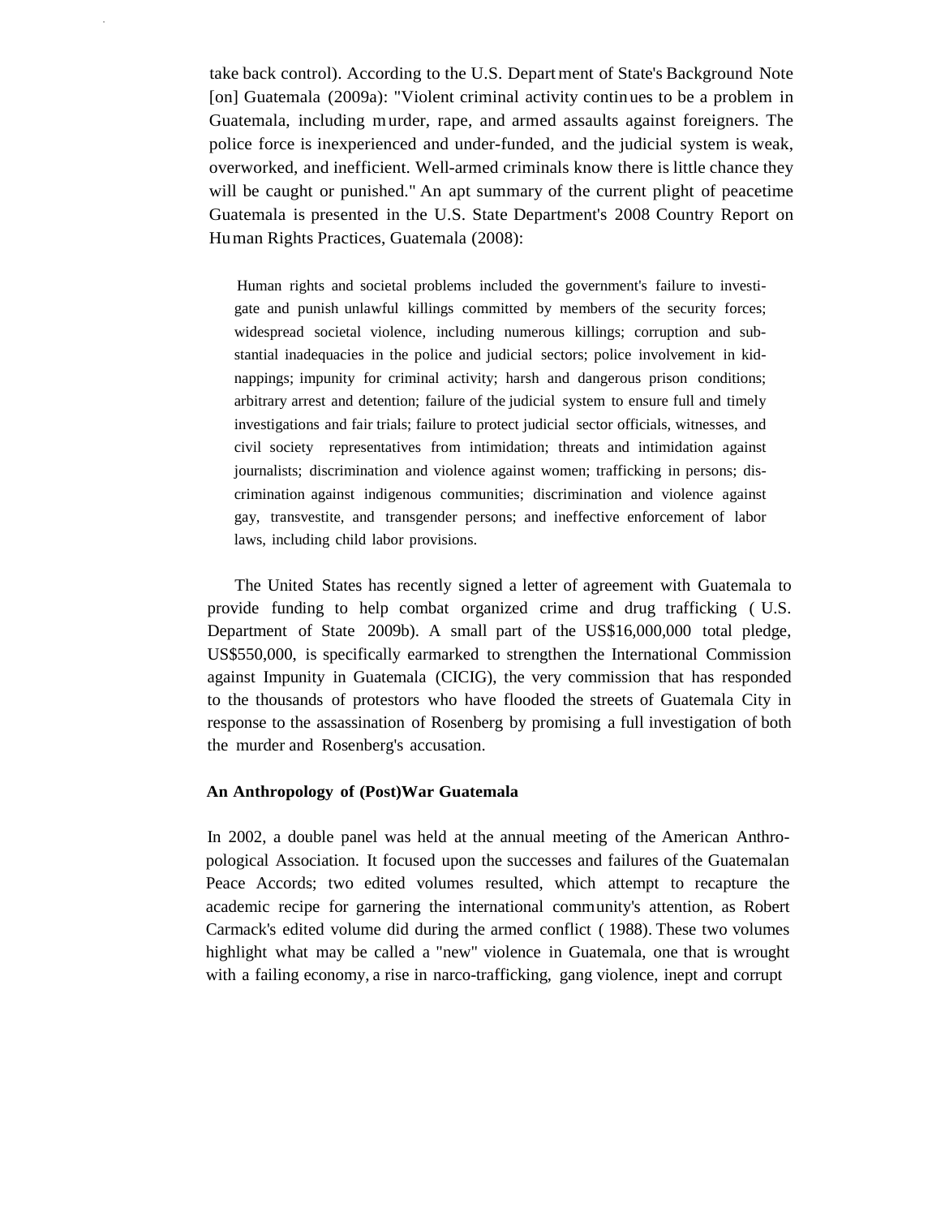take back control). According to the U.S. Department of State's Background Note [on] Guatemala (2009a): "Violent criminal activity continues to be a problem in Guatemala, including murder, rape, and armed assaults against foreigners. The police force is inexperienced and under-funded, and the judicial system is weak, overworked, and inefficient. Well-armed criminals know there is little chance they will be caught or punished." An apt summary of the current plight of peacetime Guatemala is presented in the U.S. State Department's 2008 Country Report on Human Rights Practices, Guatemala (2008):

> Human rights and societal problems included the government's failure to investigate and punish unlawful killings committed by members of the security forces; widespread societal violence, including numerous killings; corruption and substantial inadequacies in the police and judicial sectors; police involvement in kidnappings; impunity for criminal activity; harsh and dangerous prison conditions; arbitrary arrest and detention; failure of the judicial system to ensure full and timely investigations and fair trials; failure to protect judicial sector officials, witnesses, and civil society representatives from intimidation; threats and intimidation against journalists; discrimination and violence against women; trafficking in persons; discrimination against indigenous communities; discrimination and violence against gay, transvestite, and transgender persons; and ineffective enforcement of labor laws, including child labor provisions.

The United States has recently signed a letter of agreement with Guatemala to provide funding to help combat organized crime and drug trafficking (U.S. Department of State 2009b). A small part of the US$16,000,000 total pledge, US$550,000, is specifically earmarked to strengthen the International Commission against Impunity in Guatemala (CICIG), the very commission that has responded to the thousands of protestors who have flooded the streets of Guatemala City in response to the assassination of Rosenberg by promising a full investigation of both the murder and Rosenberg's accusation.

### An Anthropology of (Post)War Guatemala

In 2002, a double panel was held at the annual meeting of the American Anthropological Association. It focused upon the successes and failures of the Guatemalan Peace Accords; two edited volumes resulted, which attempt to recapture the academic recipe for garnering the international community's attention, as Robert Carmack's edited volume did during the armed conflict (1988). These two volumes highlight what may be called a "new" violence in Guatemala, one that is wrought with a failing economy, a rise in narco-trafficking, gang violence, inept and corrupt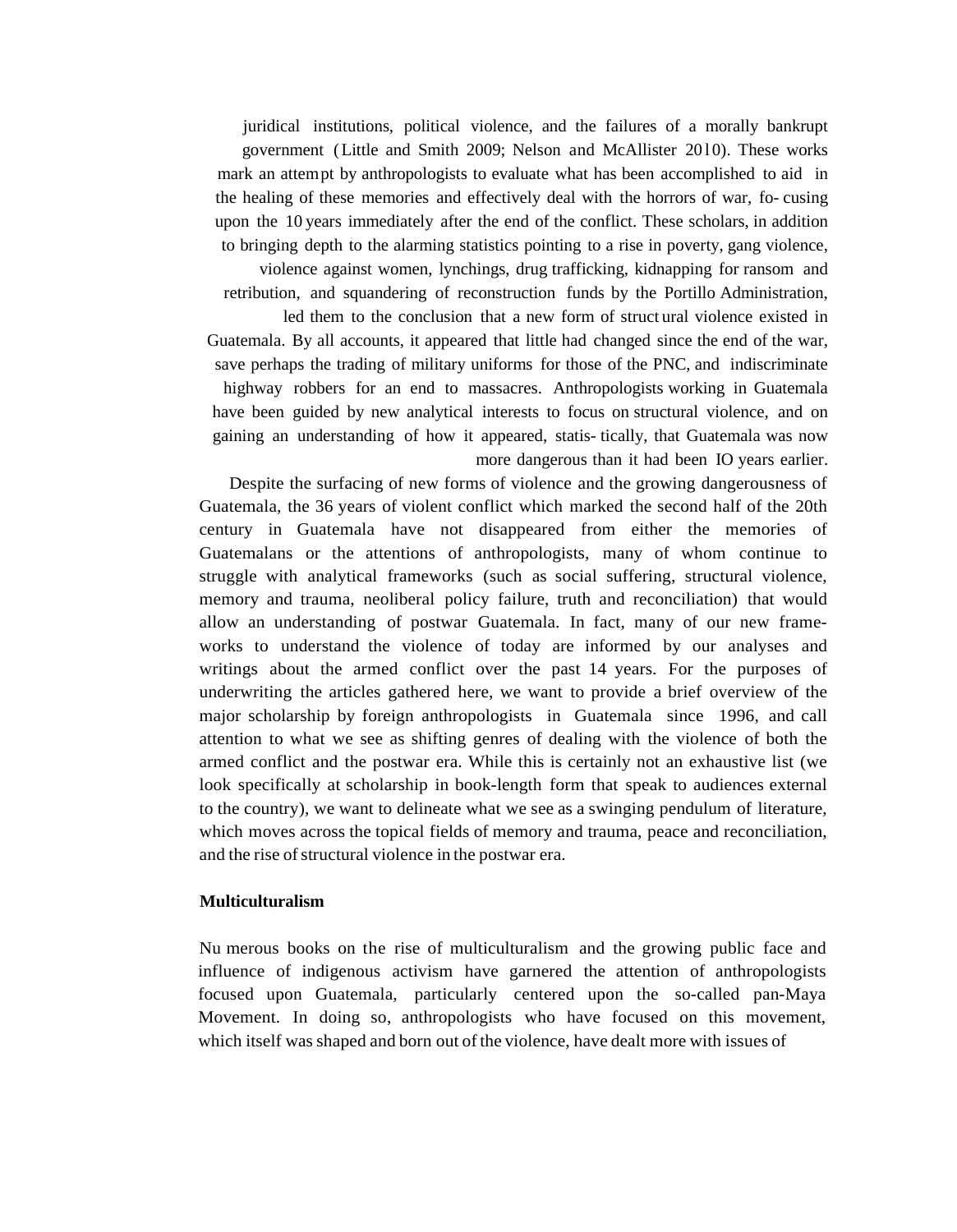juridical institutions, political violence, and the failures of a morally bankrupt government (Little and Smith 2009; Nelson and McAllister 2010). These works mark an attempt by anthropologists to evaluate what has been accomplished to aid in the healing of these memories and effectively deal with the horrors of war, focusing upon the 10 years immediately after the end of the conflict. These scholars, in addition to bringing depth to the alarming statistics pointing to a rise in poverty, gang violence, violence against women, lynchings, drug trafficking, kidnapping for ransom and retribution, and squandering of reconstruction funds by the Portillo Administration, led them to the conclusion that a new form of structural violence existed in Guatemala. By all accounts, it appeared that little had changed since the end of the war, save perhaps the trading of military uniforms for those of the PNC, and indiscriminate highway robbers for an end to massacres. Anthropologists working in Guatemala have been guided by new analytical interests to focus on structural violence, and on gaining an understanding of how it appeared, statistically, that Guatemala was now more dangerous than it had been IO years earlier.

Despite the surfacing of new forms of violence and the growing dangerousness of Guatemala, the 36 years of violent conflict which marked the second half of the 20th century in Guatemala have not disappeared from either the memories of Guatemalans or the attentions of anthropologists, many of whom continue to struggle with analytical frameworks (such as social suffering, structural violence, memory and trauma, neoliberal policy failure, truth and reconciliation) that would allow an understanding of postwar Guatemala. In fact, many of our new frameworks to understand the violence of today are informed by our analyses and writings about the armed conflict over the past 14 years. For the purposes of underwriting the articles gathered here, we want to provide a brief overview of the major scholarship by foreign anthropologists in Guatemala since 1996, and call attention to what we see as shifting genres of dealing with the violence of both the armed conflict and the postwar era. While this is certainly not an exhaustive list (we look specifically at scholarship in book-length form that speak to audiences external to the country), we want to delineate what we see as a swinging pendulum of literature, which moves across the topical fields of memory and trauma, peace and reconciliation, and the rise of structural violence in the postwar era.

### Multiculturalism

Numerous books on the rise of multiculturalism and the growing public face and influence of indigenous activism have garnered the attention of anthropologists focused upon Guatemala, particularly centered upon the so-called pan-Maya Movement. In doing so, anthropologists who have focused on this movement, which itself was shaped and born out of the violence, have dealt more with issues of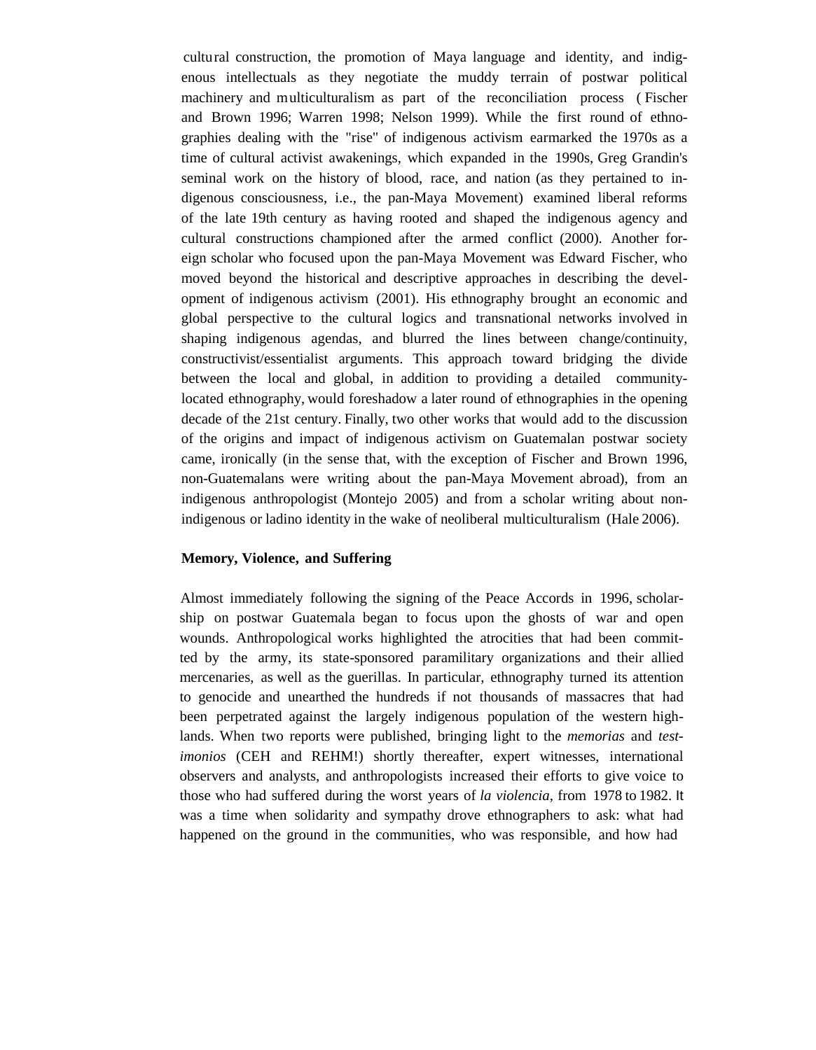cultural construction, the promotion of Maya language and identity, and indigenous intellectuals as they negotiate the muddy terrain of postwar political machinery and multiculturalism as part of the reconciliation process (Fischer and Brown 1996; Warren 1998; Nelson 1999). While the first round of ethnographies dealing with the "rise" of indigenous activism earmarked the 1970s as a time of cultural activist awakenings, which expanded in the 1990s, Greg Grandin's seminal work on the history of blood, race, and nation (as they pertained to indigenous consciousness, i.e., the pan-Maya Movement) examined liberal reforms of the late 19th century as having rooted and shaped the indigenous agency and cultural constructions championed after the armed conflict (2000). Another foreign scholar who focused upon the pan-Maya Movement was Edward Fischer, who moved beyond the historical and descriptive approaches in describing the development of indigenous activism (2001). His ethnography brought an economic and global perspective to the cultural logics and transnational networks involved in shaping indigenous agendas, and blurred the lines between change/continuity, constructivist/essentialist arguments. This approach toward bridging the divide between the local and global, in addition to providing a detailed community-located ethnography, would foreshadow a later round of ethnographies in the opening decade of the 21st century. Finally, two other works that would add to the discussion of the origins and impact of indigenous activism on Guatemalan postwar society came, ironically (in the sense that, with the exception of Fischer and Brown 1996, non-Guatemalans were writing about the pan-Maya Movement abroad), from an indigenous anthropologist (Montejo 2005) and from a scholar writing about non-indigenous or ladino identity in the wake of neoliberal multiculturalism (Hale 2006).

**Memory, Violence, and Suffering**

Almost immediately following the signing of the Peace Accords in 1996, scholarship on postwar Guatemala began to focus upon the ghosts of war and open wounds. Anthropological works highlighted the atrocities that had been committed by the army, its state-sponsored paramilitary organizations and their allied mercenaries, as well as the guerillas. In particular, ethnography turned its attention to genocide and unearthed the hundreds if not thousands of massacres that had been perpetrated against the largely indigenous population of the western highlands. When two reports were published, bringing light to the *memorias* and *testimonios* (CEH and REHM!) shortly thereafter, expert witnesses, international observers and analysts, and anthropologists increased their efforts to give voice to those who had suffered during the worst years of *la violencia*, from 1978 to 1982. It was a time when solidarity and sympathy drove ethnographers to ask: what had happened on the ground in the communities, who was responsible, and how had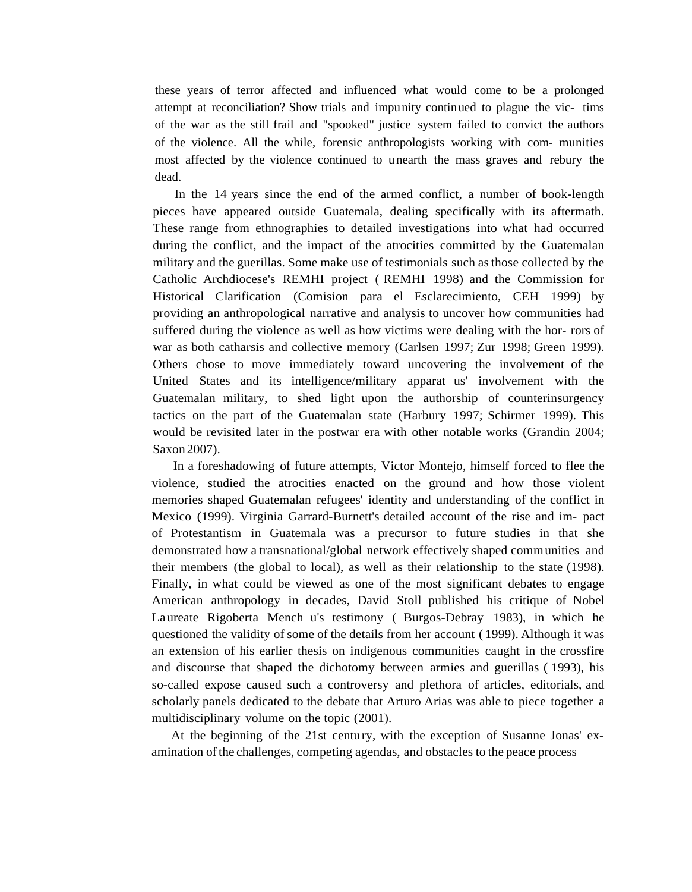these years of terror affected and influenced what would come to be a prolonged attempt at reconciliation? Show trials and impunity continued to plague the victims of the war as the still frail and "spooked" justice system failed to convict the authors of the violence. All the while, forensic anthropologists working with communities most affected by the violence continued to unearth the mass graves and rebury the dead.

In the 14 years since the end of the armed conflict, a number of book-length pieces have appeared outside Guatemala, dealing specifically with its aftermath. These range from ethnographies to detailed investigations into what had occurred during the conflict, and the impact of the atrocities committed by the Guatemalan military and the guerillas. Some make use of testimonials such as those collected by the Catholic Archdiocese's REMHI project (REMHI 1998) and the Commission for Historical Clarification (Comision para el Esclarecimiento, CEH 1999) by providing an anthropological narrative and analysis to uncover how communities had suffered during the violence as well as how victims were dealing with the horrors of war as both catharsis and collective memory (Carlsen 1997; Zur 1998; Green 1999). Others chose to move immediately toward uncovering the involvement of the United States and its intelligence/military apparatus' involvement with the Guatemalan military, to shed light upon the authorship of counterinsurgency tactics on the part of the Guatemalan state (Harbury 1997; Schirmer 1999). This would be revisited later in the postwar era with other notable works (Grandin 2004; Saxon 2007).

In a foreshadowing of future attempts, Victor Montejo, himself forced to flee the violence, studied the atrocities enacted on the ground and how those violent memories shaped Guatemalan refugees' identity and understanding of the conflict in Mexico (1999). Virginia Garrard-Burnett's detailed account of the rise and impact of Protestantism in Guatemala was a precursor to future studies in that she demonstrated how a transnational/global network effectively shaped communities and their members (the global to local), as well as their relationship to the state (1998). Finally, in what could be viewed as one of the most significant debates to engage American anthropology in decades, David Stoll published his critique of Nobel Laureate Rigoberta Menchu's testimony (Burgos-Debray 1983), in which he questioned the validity of some of the details from her account (1999). Although it was an extension of his earlier thesis on indigenous communities caught in the crossfire and discourse that shaped the dichotomy between armies and guerillas (1993), his so-called expose caused such a controversy and plethora of articles, editorials, and scholarly panels dedicated to the debate that Arturo Arias was able to piece together a multidisciplinary volume on the topic (2001).

At the beginning of the 21st century, with the exception of Susanne Jonas' examination of the challenges, competing agendas, and obstacles to the peace process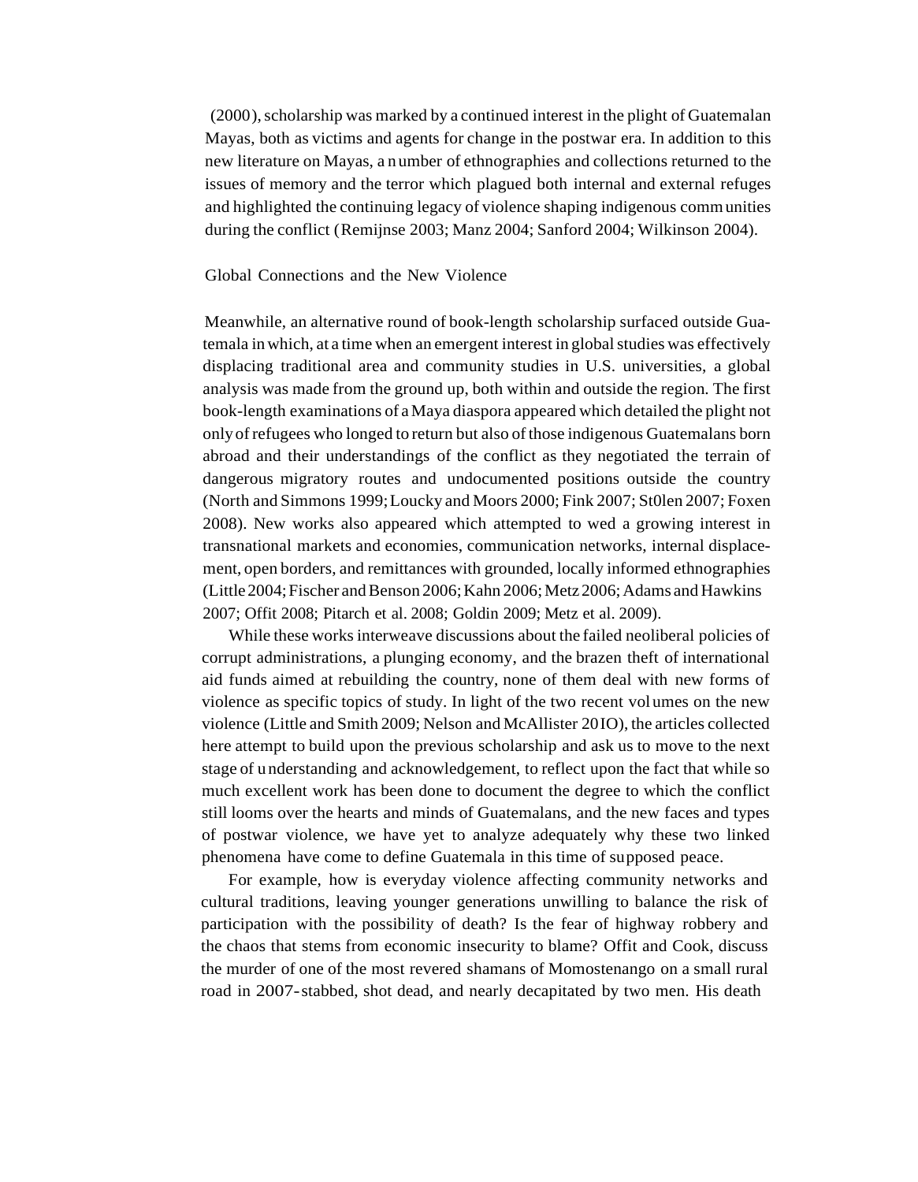(2000), scholarship was marked by a continued interest in the plight of Guatemalan Mayas, both as victims and agents for change in the postwar era. In addition to this new literature on Mayas, a number of ethnographies and collections returned to the issues of memory and the terror which plagued both internal and external refuges and highlighted the continuing legacy of violence shaping indigenous communities during the conflict (Remijnse 2003; Manz 2004; Sanford 2004; Wilkinson 2004).

## Global Connections and the New Violence

Meanwhile, an alternative round of book-length scholarship surfaced outside Guatemala in which, at a time when an emergent interest in global studies was effectively displacing traditional area and community studies in U.S. universities, a global analysis was made from the ground up, both within and outside the region. The first book-length examinations of a Maya diaspora appeared which detailed the plight not only of refugees who longed to return but also of those indigenous Guatemalans born abroad and their understandings of the conflict as they negotiated the terrain of dangerous migratory routes and undocumented positions outside the country (North and Simmons 1999; Loucky and Moors 2000; Fink 2007; St0len 2007; Foxen 2008). New works also appeared which attempted to wed a growing interest in transnational markets and economies, communication networks, internal displacement, open borders, and remittances with grounded, locally informed ethnographies (Little 2004; Fischer and Benson 2006; Kahn 2006; Metz 2006; Adams and Hawkins 2007; Offit 2008; Pitarch et al. 2008; Goldin 2009; Metz et al. 2009).

While these works interweave discussions about the failed neoliberal policies of corrupt administrations, a plunging economy, and the brazen theft of international aid funds aimed at rebuilding the country, none of them deal with new forms of violence as specific topics of study. In light of the two recent volumes on the new violence (Little and Smith 2009; Nelson and McAllister 2010), the articles collected here attempt to build upon the previous scholarship and ask us to move to the next stage of understanding and acknowledgement, to reflect upon the fact that while so much excellent work has been done to document the degree to which the conflict still looms over the hearts and minds of Guatemalans, and the new faces and types of postwar violence, we have yet to analyze adequately why these two linked phenomena have come to define Guatemala in this time of supposed peace.

For example, how is everyday violence affecting community networks and cultural traditions, leaving younger generations unwilling to balance the risk of participation with the possibility of death? Is the fear of highway robbery and the chaos that stems from economic insecurity to blame? Offit and Cook, discuss the murder of one of the most revered shamans of Momostenango on a small rural road in 2007-stabbed, shot dead, and nearly decapitated by two men. His death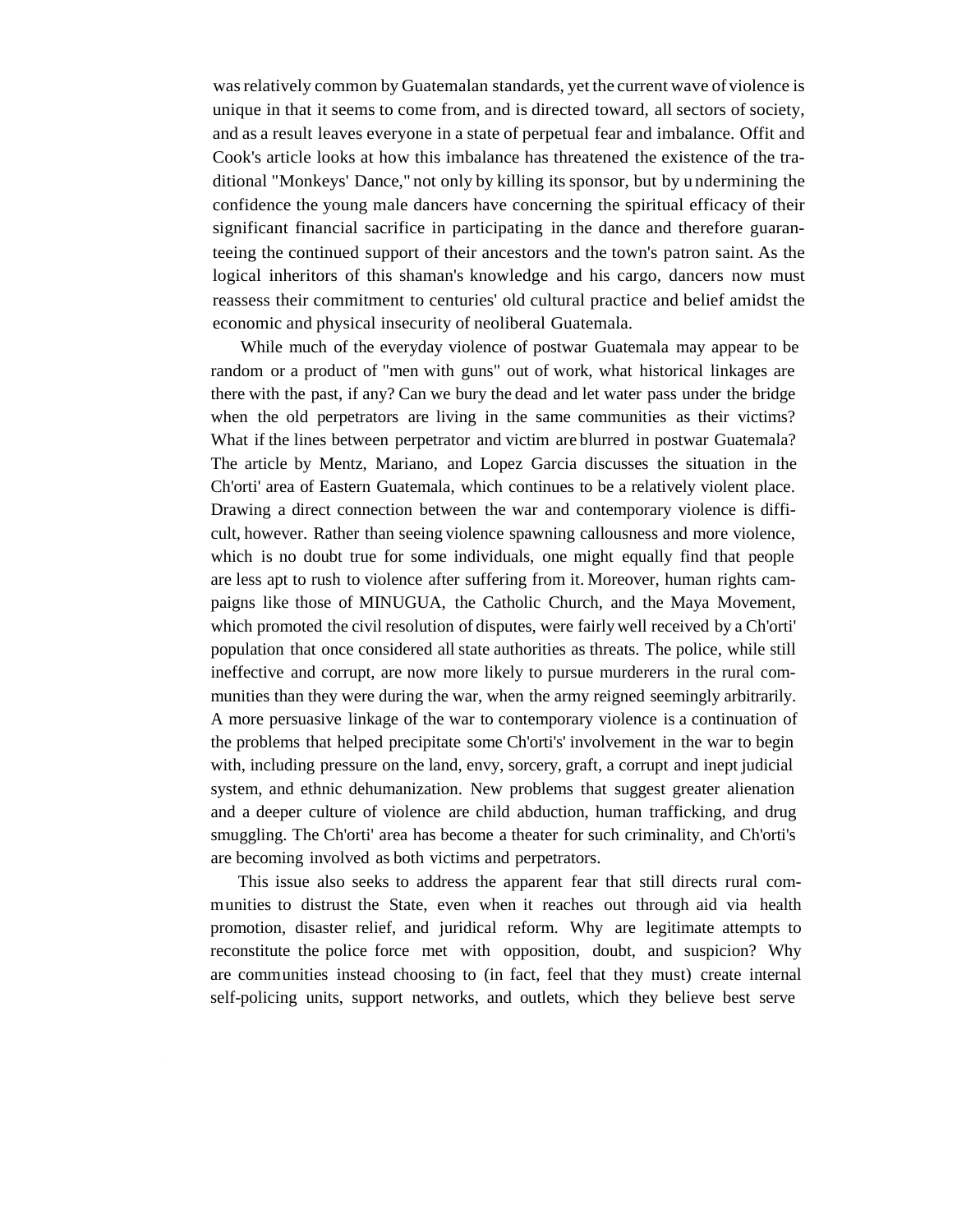was relatively common by Guatemalan standards, yet the current wave of violence is unique in that it seems to come from, and is directed toward, all sectors of society, and as a result leaves everyone in a state of perpetual fear and imbalance. Offit and Cook's article looks at how this imbalance has threatened the existence of the traditional "Monkeys' Dance," not only by killing its sponsor, but by undermining the confidence the young male dancers have concerning the spiritual efficacy of their significant financial sacrifice in participating in the dance and therefore guaranteeing the continued support of their ancestors and the town's patron saint. As the logical inheritors of this shaman's knowledge and his cargo, dancers now must reassess their commitment to centuries' old cultural practice and belief amidst the economic and physical insecurity of neoliberal Guatemala.

While much of the everyday violence of postwar Guatemala may appear to be random or a product of "men with guns" out of work, what historical linkages are there with the past, if any? Can we bury the dead and let water pass under the bridge when the old perpetrators are living in the same communities as their victims? What if the lines between perpetrator and victim are blurred in postwar Guatemala? The article by Mentz, Mariano, and Lopez Garcia discusses the situation in the Ch'orti' area of Eastern Guatemala, which continues to be a relatively violent place. Drawing a direct connection between the war and contemporary violence is difficult, however. Rather than seeing violence spawning callousness and more violence, which is no doubt true for some individuals, one might equally find that people are less apt to rush to violence after suffering from it. Moreover, human rights campaigns like those of MINUGUA, the Catholic Church, and the Maya Movement, which promoted the civil resolution of disputes, were fairly well received by a Ch'orti' population that once considered all state authorities as threats. The police, while still ineffective and corrupt, are now more likely to pursue murderers in the rural communities than they were during the war, when the army reigned seemingly arbitrarily. A more persuasive linkage of the war to contemporary violence is a continuation of the problems that helped precipitate some Ch'orti's' involvement in the war to begin with, including pressure on the land, envy, sorcery, graft, a corrupt and inept judicial system, and ethnic dehumanization. New problems that suggest greater alienation and a deeper culture of violence are child abduction, human trafficking, and drug smuggling. The Ch'orti' area has become a theater for such criminality, and Ch'orti's are becoming involved as both victims and perpetrators.

This issue also seeks to address the apparent fear that still directs rural communities to distrust the State, even when it reaches out through aid via health promotion, disaster relief, and juridical reform. Why are legitimate attempts to reconstitute the police force met with opposition, doubt, and suspicion? Why are communities instead choosing to (in fact, feel that they must) create internal self-policing units, support networks, and outlets, which they believe best serve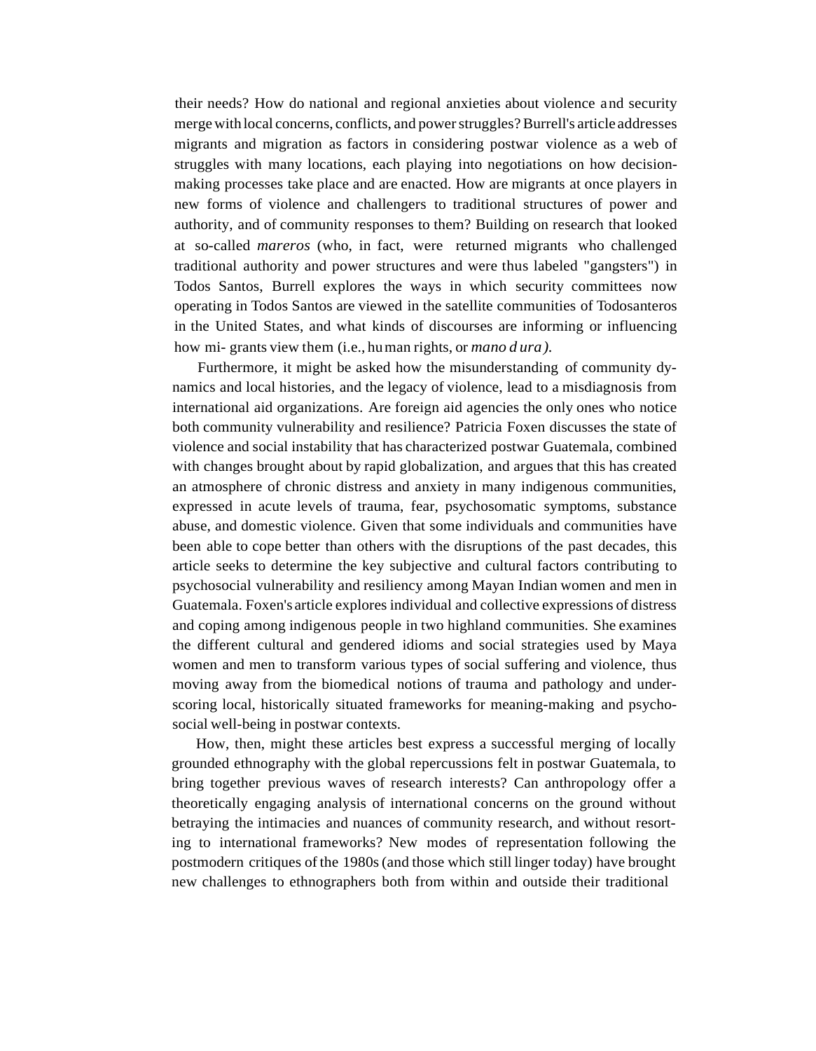their needs? How do national and regional anxieties about violence and security merge with local concerns, conflicts, and power struggles? Burrell's article addresses migrants and migration as factors in considering postwar violence as a web of struggles with many locations, each playing into negotiations on how decision-making processes take place and are enacted. How are migrants at once players in new forms of violence and challengers to traditional structures of power and authority, and of community responses to them? Building on research that looked at so-called *mareros* (who, in fact, were returned migrants who challenged traditional authority and power structures and were thus labeled "gangsters") in Todos Santos, Burrell explores the ways in which security committees now operating in Todos Santos are viewed in the satellite communities of Todosanteros in the United States, and what kinds of discourses are informing or influencing how migrants view them (i.e., human rights, or *mano dura*).

Furthermore, it might be asked how the misunderstanding of community dynamics and local histories, and the legacy of violence, lead to a misdiagnosis from international aid organizations. Are foreign aid agencies the only ones who notice both community vulnerability and resilience? Patricia Foxen discusses the state of violence and social instability that has characterized postwar Guatemala, combined with changes brought about by rapid globalization, and argues that this has created an atmosphere of chronic distress and anxiety in many indigenous communities, expressed in acute levels of trauma, fear, psychosomatic symptoms, substance abuse, and domestic violence. Given that some individuals and communities have been able to cope better than others with the disruptions of the past decades, this article seeks to determine the key subjective and cultural factors contributing to psychosocial vulnerability and resiliency among Mayan Indian women and men in Guatemala. Foxen's article explores individual and collective expressions of distress and coping among indigenous people in two highland communities. She examines the different cultural and gendered idioms and social strategies used by Maya women and men to transform various types of social suffering and violence, thus moving away from the biomedical notions of trauma and pathology and underscoring local, historically situated frameworks for meaning-making and psychosocial well-being in postwar contexts.

How, then, might these articles best express a successful merging of locally grounded ethnography with the global repercussions felt in postwar Guatemala, to bring together previous waves of research interests? Can anthropology offer a theoretically engaging analysis of international concerns on the ground without betraying the intimacies and nuances of community research, and without resorting to international frameworks? New modes of representation following the postmodern critiques of the 1980s (and those which still linger today) have brought new challenges to ethnographers both from within and outside their traditional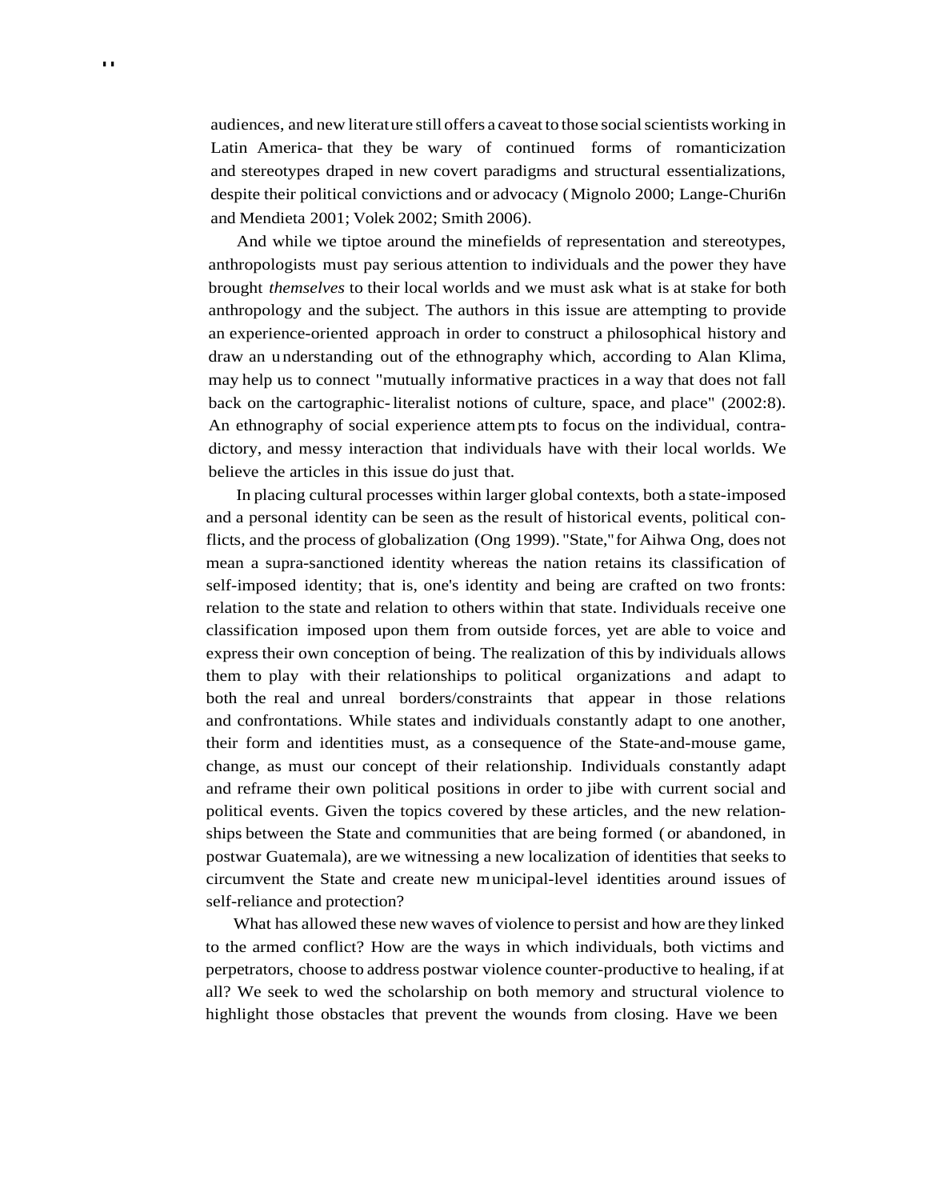audiences, and new literature still offers a caveat to those social scientists working in Latin America- that they be wary of continued forms of romanticization and stereotypes draped in new covert paradigms and structural essentializations, despite their political convictions and or advocacy (Mignolo 2000; Lange-Churi6n and Mendieta 2001; Volek 2002; Smith 2006).

And while we tiptoe around the minefields of representation and stereotypes, anthropologists must pay serious attention to individuals and the power they have brought *themselves* to their local worlds and we must ask what is at stake for both anthropology and the subject. The authors in this issue are attempting to provide an experience-oriented approach in order to construct a philosophical history and draw an understanding out of the ethnography which, according to Alan Klima, may help us to connect "mutually informative practices in a way that does not fall back on the cartographic-literalist notions of culture, space, and place" (2002:8). An ethnography of social experience attempts to focus on the individual, contradictory, and messy interaction that individuals have with their local worlds. We believe the articles in this issue do just that.

In placing cultural processes within larger global contexts, both a state-imposed and a personal identity can be seen as the result of historical events, political conflicts, and the process of globalization (Ong 1999). "State," for Aihwa Ong, does not mean a supra-sanctioned identity whereas the nation retains its classification of self-imposed identity; that is, one's identity and being are crafted on two fronts: relation to the state and relation to others within that state. Individuals receive one classification imposed upon them from outside forces, yet are able to voice and express their own conception of being. The realization of this by individuals allows them to play with their relationships to political organizations and adapt to both the real and unreal borders/constraints that appear in those relations and confrontations. While states and individuals constantly adapt to one another, their form and identities must, as a consequence of the State-and-mouse game, change, as must our concept of their relationship. Individuals constantly adapt and reframe their own political positions in order to jibe with current social and political events. Given the topics covered by these articles, and the new relationships between the State and communities that are being formed (or abandoned, in postwar Guatemala), are we witnessing a new localization of identities that seeks to circumvent the State and create new municipal-level identities around issues of self-reliance and protection?

What has allowed these new waves of violence to persist and how are they linked to the armed conflict? How are the ways in which individuals, both victims and perpetrators, choose to address postwar violence counter-productive to healing, if at all? We seek to wed the scholarship on both memory and structural violence to highlight those obstacles that prevent the wounds from closing. Have we been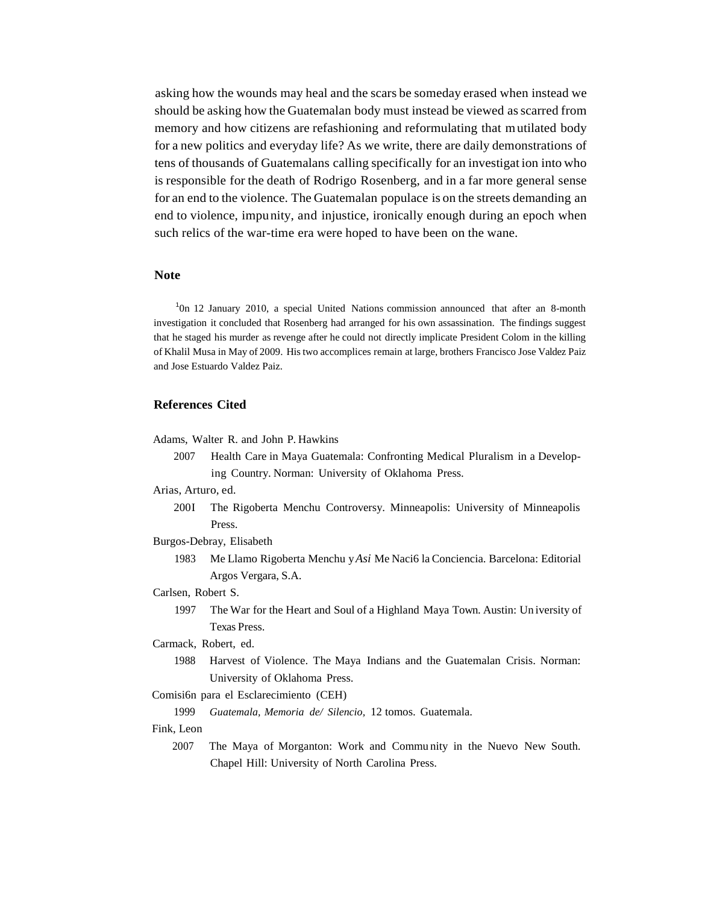asking how the wounds may heal and the scars be someday erased when instead we should be asking how the Guatemalan body must instead be viewed as scarred from memory and how citizens are refashioning and reformulating that mutilated body for a new politics and everyday life? As we write, there are daily demonstrations of tens of thousands of Guatemalans calling specifically for an investigation into who is responsible for the death of Rodrigo Rosenberg, and in a far more general sense for an end to the violence. The Guatemalan populace is on the streets demanding an end to violence, impunity, and injustice, ironically enough during an epoch when such relics of the war-time era were hoped to have been on the wane.

## Note

[1]0n 12 January 2010, a special United Nations commission announced that after an 8-month investigation it concluded that Rosenberg had arranged for his own assassination. The findings suggest that he staged his murder as revenge after he could not directly implicate President Colom in the killing of Khalil Musa in May of 2009. His two accomplices remain at large, brothers Francisco Jose Valdez Paiz and Jose Estuardo Valdez Paiz.

## References Cited

Adams, Walter R. and John P. Hawkins

2007 Health Care in Maya Guatemala: Confronting Medical Pluralism in a Developing Country. Norman: University of Oklahoma Press.

Arias, Arturo, ed.

200I The Rigoberta Menchu Controversy. Minneapolis: University of Minneapolis Press.

Burgos-Debray, Elisabeth

1983 Me Llamo Rigoberta Menchu y *Asi* Me Naci6 la Conciencia. Barcelona: Editorial Argos Vergara, S.A.

Carlsen, Robert S.

1997 The War for the Heart and Soul of a Highland Maya Town. Austin: University of Texas Press.

Carmack, Robert, ed.

1988 Harvest of Violence. The Maya Indians and the Guatemalan Crisis. Norman: University of Oklahoma Press.

Comisi6n para el Esclarecimiento (CEH)

1999 *Guatemala, Memoria de/ Silencio,* 12 tomos. Guatemala.

Fink, Leon

2007 The Maya of Morganton: Work and Community in the Nuevo New South. Chapel Hill: University of North Carolina Press.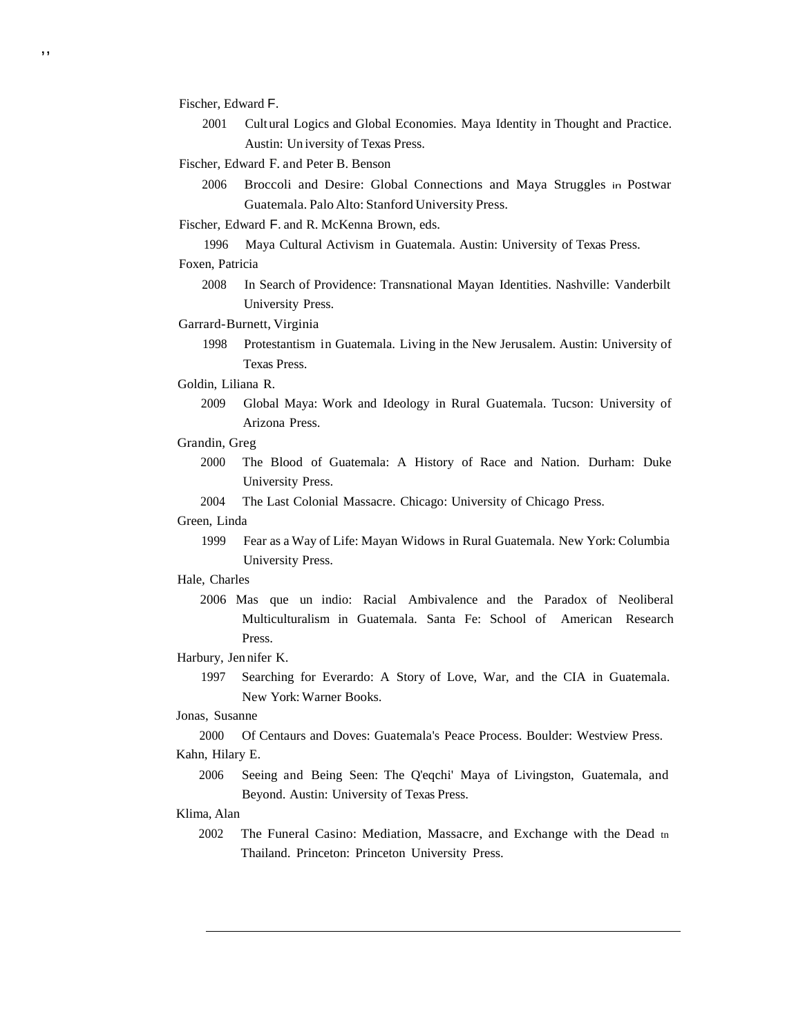Fischer, Edward F.

2001 Cultural Logics and Global Economies. Maya Identity in Thought and Practice. Austin: University of Texas Press.

Fischer, Edward F. and Peter B. Benson

2006 Broccoli and Desire: Global Connections and Maya Struggles in Postwar Guatemala. Palo Alto: Stanford University Press.

Fischer, Edward F. and R. McKenna Brown, eds.

1996 Maya Cultural Activism in Guatemala. Austin: University of Texas Press.

Foxen, Patricia

2008 In Search of Providence: Transnational Mayan Identities. Nashville: Vanderbilt University Press.

Garrard-Burnett, Virginia

1998 Protestantism in Guatemala. Living in the New Jerusalem. Austin: University of Texas Press.

Goldin, Liliana R.

2009 Global Maya: Work and Ideology in Rural Guatemala. Tucson: University of Arizona Press.

Grandin, Greg

2000 The Blood of Guatemala: A History of Race and Nation. Durham: Duke University Press.

2004 The Last Colonial Massacre. Chicago: University of Chicago Press.

Green, Linda

1999 Fear as a Way of Life: Mayan Widows in Rural Guatemala. New York: Columbia University Press.

Hale, Charles

2006 Mas que un indio: Racial Ambivalence and the Paradox of Neoliberal Multiculturalism in Guatemala. Santa Fe: School of American Research Press.

Harbury, Jennifer K.

1997 Searching for Everardo: A Story of Love, War, and the CIA in Guatemala. New York: Warner Books.

Jonas, Susanne

2000 Of Centaurs and Doves: Guatemala's Peace Process. Boulder: Westview Press.

Kahn, Hilary E.

2006 Seeing and Being Seen: The Q'eqchi' Maya of Livingston, Guatemala, and Beyond. Austin: University of Texas Press.

Klima, Alan

2002 The Funeral Casino: Mediation, Massacre, and Exchange with the Dead in Thailand. Princeton: Princeton University Press.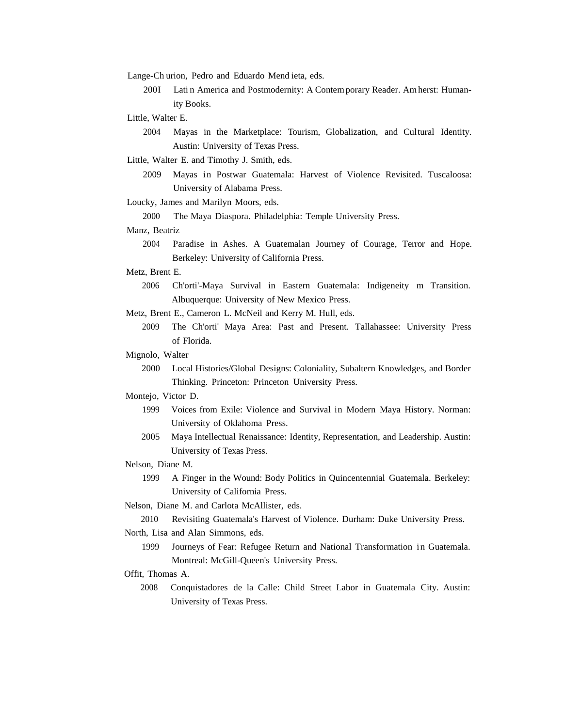Lange-Churion, Pedro and Eduardo Mendieta, eds.

2001 Latin America and Postmodernity: A Contemporary Reader. Amherst: Humanity Books.

Little, Walter E.

2004 Mayas in the Marketplace: Tourism, Globalization, and Cultural Identity. Austin: University of Texas Press.

Little, Walter E. and Timothy J. Smith, eds.

2009 Mayas in Postwar Guatemala: Harvest of Violence Revisited. Tuscaloosa: University of Alabama Press.

Loucky, James and Marilyn Moors, eds.

2000 The Maya Diaspora. Philadelphia: Temple University Press.

Manz, Beatriz

2004 Paradise in Ashes. A Guatemalan Journey of Courage, Terror and Hope. Berkeley: University of California Press.

Metz, Brent E.

2006 Ch'orti'-Maya Survival in Eastern Guatemala: Indigeneity m Transition. Albuquerque: University of New Mexico Press.

Metz, Brent E., Cameron L. McNeil and Kerry M. Hull, eds.

2009 The Ch'orti' Maya Area: Past and Present. Tallahassee: University Press of Florida.

Mignolo, Walter

2000 Local Histories/Global Designs: Coloniality, Subaltern Knowledges, and Border Thinking. Princeton: Princeton University Press.

Montejo, Victor D.

1999 Voices from Exile: Violence and Survival in Modern Maya History. Norman: University of Oklahoma Press.

2005 Maya Intellectual Renaissance: Identity, Representation, and Leadership. Austin: University of Texas Press.

Nelson, Diane M.

1999 A Finger in the Wound: Body Politics in Quincentennial Guatemala. Berkeley: University of California Press.

Nelson, Diane M. and Carlota McAllister, eds.

2010 Revisiting Guatemala's Harvest of Violence. Durham: Duke University Press.

North, Lisa and Alan Simmons, eds.

1999 Journeys of Fear: Refugee Return and National Transformation in Guatemala. Montreal: McGill-Queen's University Press.

Offit, Thomas A.

2008 Conquistadores de la Calle: Child Street Labor in Guatemala City. Austin: University of Texas Press.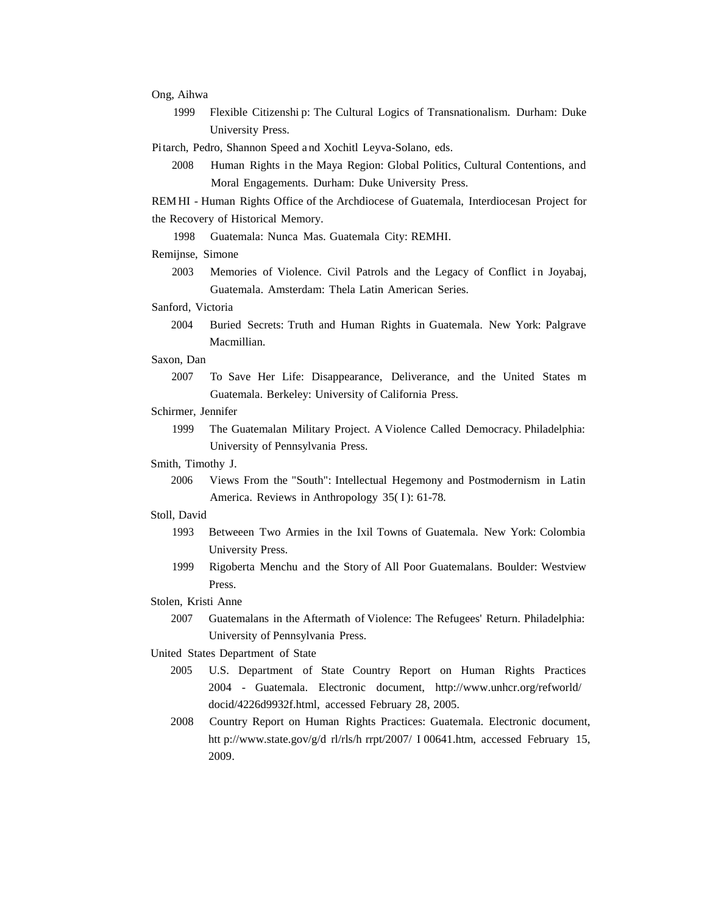Ong, Aihwa

1999 Flexible Citizenshi p: The Cultural Logics of Transnationalism. Durham: Duke University Press.

Pitarch, Pedro, Shannon Speed and Xochitl Leyva-Solano, eds.

2008 Human Rights in the Maya Region: Global Politics, Cultural Contentions, and Moral Engagements. Durham: Duke University Press.

REMHI - Human Rights Office of the Archdiocese of Guatemala, Interdiocesan Project for the Recovery of Historical Memory.

1998 Guatemala: Nunca Mas. Guatemala City: REMHI.

Remijnse, Simone

2003 Memories of Violence. Civil Patrols and the Legacy of Conflict in Joyabaj, Guatemala. Amsterdam: Thela Latin American Series.

Sanford, Victoria

2004 Buried Secrets: Truth and Human Rights in Guatemala. New York: Palgrave Macmillian.

Saxon, Dan

2007 To Save Her Life: Disappearance, Deliverance, and the United States m Guatemala. Berkeley: University of California Press.

Schirmer, Jennifer

1999 The Guatemalan Military Project. A Violence Called Democracy. Philadelphia: University of Pennsylvania Press.

Smith, Timothy J.

2006 Views From the "South": Intellectual Hegemony and Postmodernism in Latin America. Reviews in Anthropology 35(I): 61-78.

Stoll, David

1993 Betweeen Two Armies in the Ixil Towns of Guatemala. New York: Colombia University Press.

1999 Rigoberta Menchu and the Story of All Poor Guatemalans. Boulder: Westview Press.

Stolen, Kristi Anne

2007 Guatemalans in the Aftermath of Violence: The Refugees' Return. Philadelphia: University of Pennsylvania Press.

United States Department of State

2005 U.S. Department of State Country Report on Human Rights Practices 2004 - Guatemala. Electronic document, http://www.unhcr.org/refworld/docid/4226d9932f.html, accessed February 28, 2005.

2008 Country Report on Human Rights Practices: Guatemala. Electronic document, htt p://www.state.gov/g/d rl/rls/h rrpt/2007/ I 00641.htm, accessed February 15, 2009.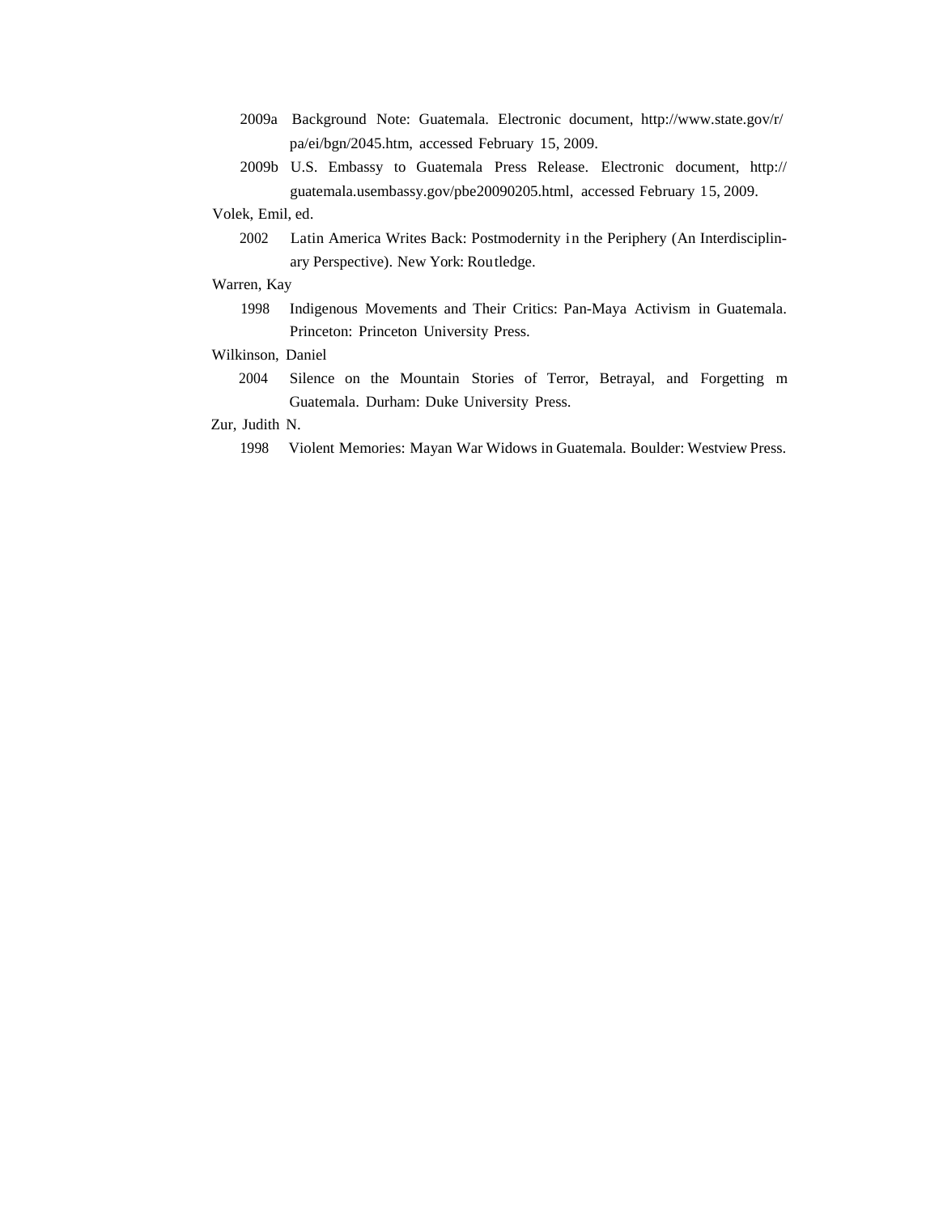2009a Background Note: Guatemala. Electronic document, http://www.state.gov/r/pa/ei/bgn/2045.htm, accessed February 15, 2009.

2009b U.S. Embassy to Guatemala Press Release. Electronic document, http://guatemala.usembassy.gov/pbe20090205.html, accessed February 15, 2009.

Volek, Emil, ed.

2002 Latin America Writes Back: Postmodernity in the Periphery (An Interdisciplinary Perspective). New York: Routledge.

Warren, Kay

1998 Indigenous Movements and Their Critics: Pan-Maya Activism in Guatemala. Princeton: Princeton University Press.

Wilkinson, Daniel

2004 Silence on the Mountain Stories of Terror, Betrayal, and Forgetting m Guatemala. Durham: Duke University Press.

Zur, Judith N.

1998 Violent Memories: Mayan War Widows in Guatemala. Boulder: Westview Press.